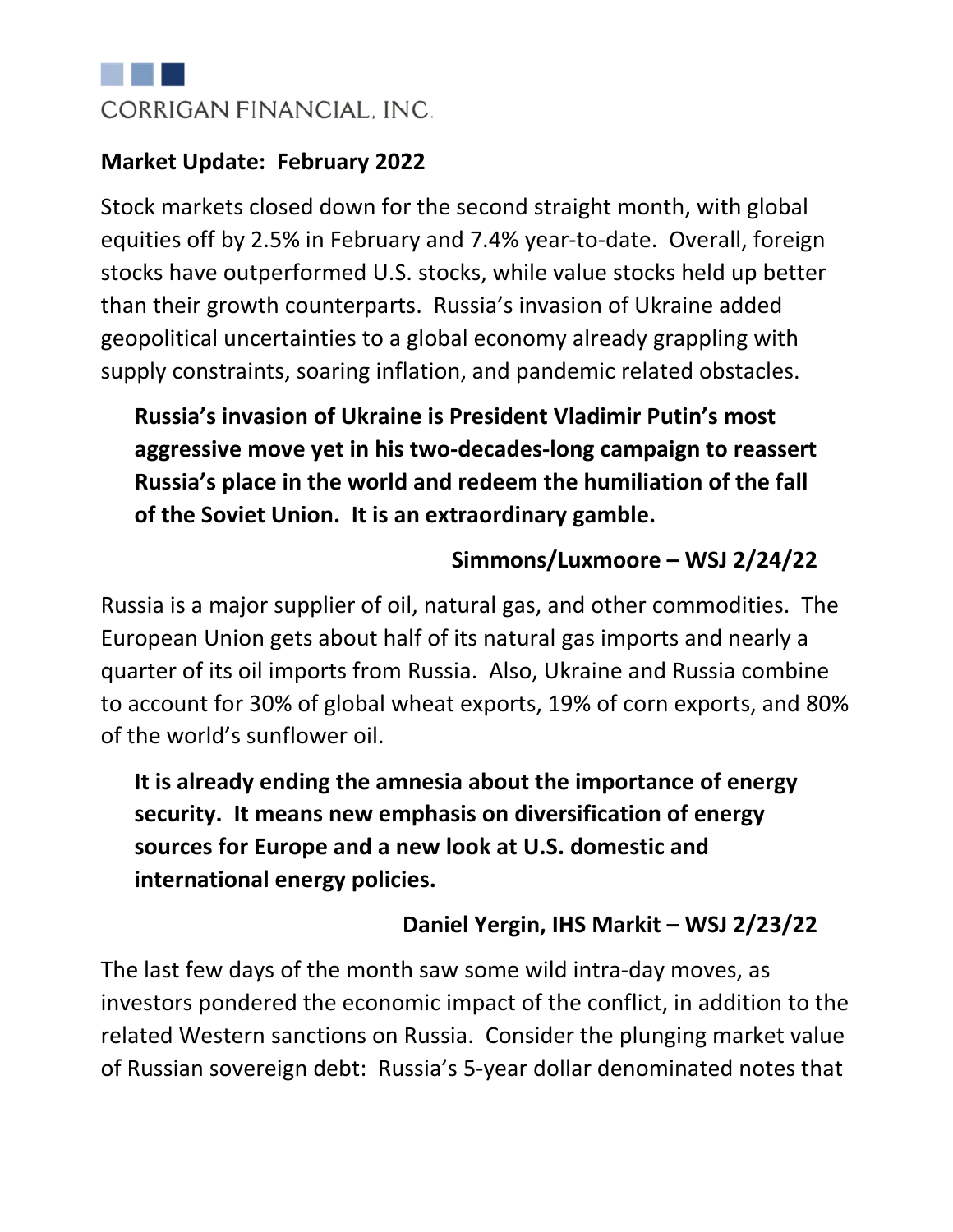CORRIGAN FINANCIAL, INC.

**Market Update: February 2022**

Stock markets closed down for the second straight month, with global equities off by 2.5% in February and 7.4% year-to-date. Overall, foreign stocks have outperformed U.S. stocks, while value stocks held up better than their growth counterparts. Russia's invasion of Ukraine added geopolitical uncertainties to a global economy already grappling with supply constraints, soaring inflation, and pandemic related obstacles.

> **Russia's invasion of Ukraine is President Vladimir Putin's most aggressive move yet in his two-decades-long campaign to reassert Russia's place in the world and redeem the humiliation of the fall of the Soviet Union. It is an extraordinary gamble.**
>
> **Simmons/Luxmoore – WSJ 2/24/22**

Russia is a major supplier of oil, natural gas, and other commodities. The European Union gets about half of its natural gas imports and nearly a quarter of its oil imports from Russia. Also, Ukraine and Russia combine to account for 30% of global wheat exports, 19% of corn exports, and 80% of the world's sunflower oil.

> **It is already ending the amnesia about the importance of energy security. It means new emphasis on diversification of energy sources for Europe and a new look at U.S. domestic and international energy policies.**
>
> **Daniel Yergin, IHS Markit – WSJ 2/23/22**

The last few days of the month saw some wild intra-day moves, as investors pondered the economic impact of the conflict, in addition to the related Western sanctions on Russia. Consider the plunging market value of Russian sovereign debt: Russia's 5-year dollar denominated notes that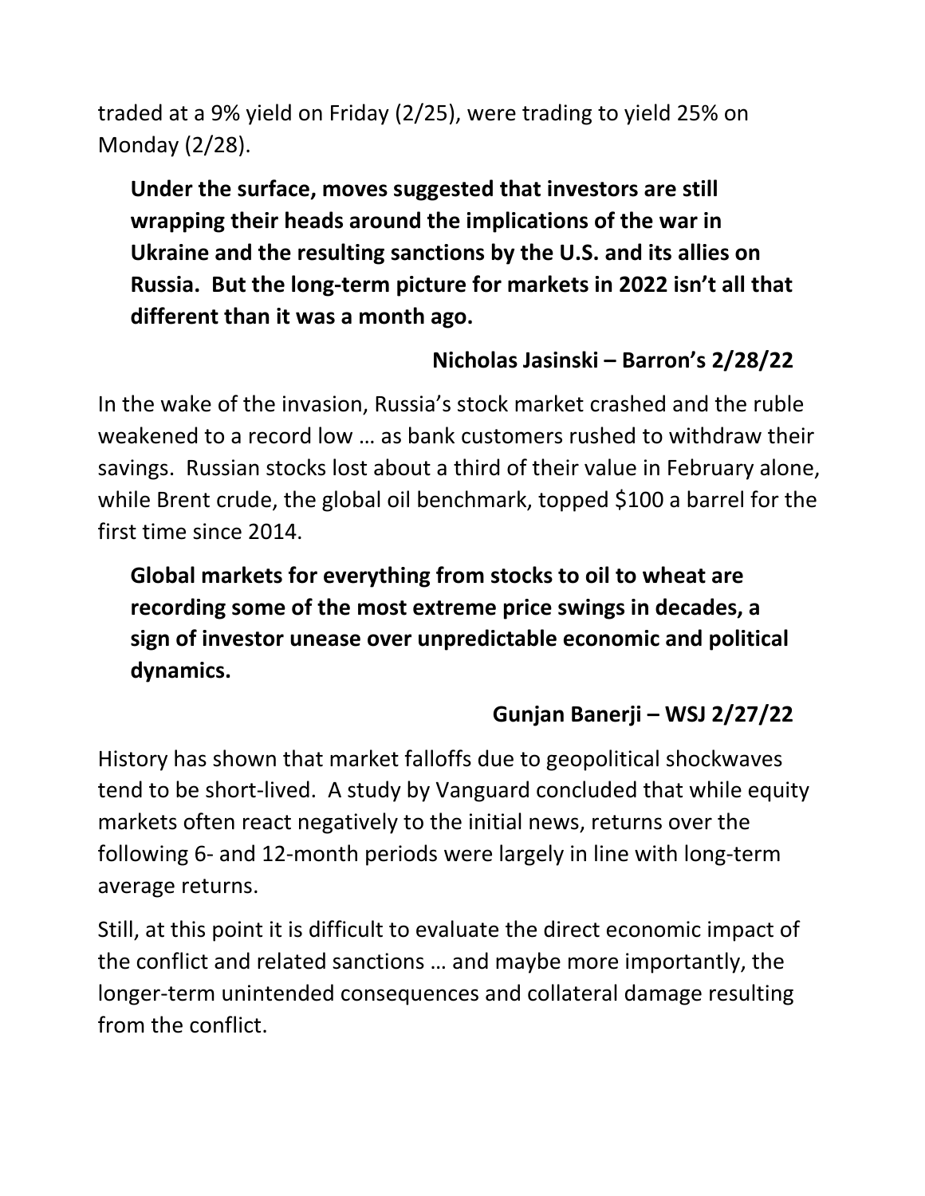traded at a 9% yield on Friday (2/25), were trading to yield 25% on Monday (2/28).

> **Under the surface, moves suggested that investors are still wrapping their heads around the implications of the war in Ukraine and the resulting sanctions by the U.S. and its allies on Russia. But the long-term picture for markets in 2022 isn't all that different than it was a month ago.**
>
> **Nicholas Jasinski – Barron's 2/28/22**

In the wake of the invasion, Russia's stock market crashed and the ruble weakened to a record low … as bank customers rushed to withdraw their savings. Russian stocks lost about a third of their value in February alone, while Brent crude, the global oil benchmark, topped $100 a barrel for the first time since 2014.

> **Global markets for everything from stocks to oil to wheat are recording some of the most extreme price swings in decades, a sign of investor unease over unpredictable economic and political dynamics.**
>
> **Gunjan Banerji – WSJ 2/27/22**

History has shown that market falloffs due to geopolitical shockwaves tend to be short-lived. A study by Vanguard concluded that while equity markets often react negatively to the initial news, returns over the following 6- and 12-month periods were largely in line with long-term average returns.

Still, at this point it is difficult to evaluate the direct economic impact of the conflict and related sanctions … and maybe more importantly, the longer-term unintended consequences and collateral damage resulting from the conflict.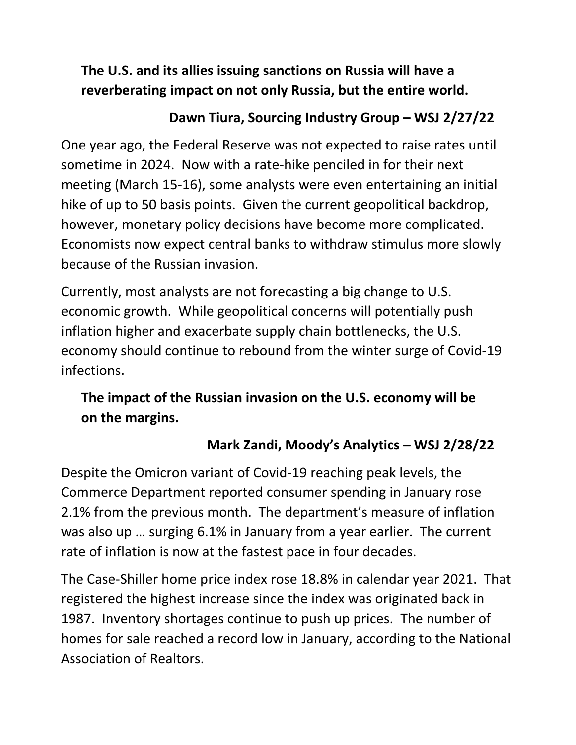**The U.S. and its allies issuing sanctions on Russia will have a reverberating impact on not only Russia, but the entire world.**

**Dawn Tiura, Sourcing Industry Group – WSJ 2/27/22**

One year ago, the Federal Reserve was not expected to raise rates until sometime in 2024. Now with a rate-hike penciled in for their next meeting (March 15-16), some analysts were even entertaining an initial hike of up to 50 basis points. Given the current geopolitical backdrop, however, monetary policy decisions have become more complicated. Economists now expect central banks to withdraw stimulus more slowly because of the Russian invasion.

Currently, most analysts are not forecasting a big change to U.S. economic growth. While geopolitical concerns will potentially push inflation higher and exacerbate supply chain bottlenecks, the U.S. economy should continue to rebound from the winter surge of Covid-19 infections.

**The impact of the Russian invasion on the U.S. economy will be on the margins.**

**Mark Zandi, Moody's Analytics – WSJ 2/28/22**

Despite the Omicron variant of Covid-19 reaching peak levels, the Commerce Department reported consumer spending in January rose 2.1% from the previous month. The department's measure of inflation was also up … surging 6.1% in January from a year earlier. The current rate of inflation is now at the fastest pace in four decades.

The Case-Shiller home price index rose 18.8% in calendar year 2021. That registered the highest increase since the index was originated back in 1987. Inventory shortages continue to push up prices. The number of homes for sale reached a record low in January, according to the National Association of Realtors.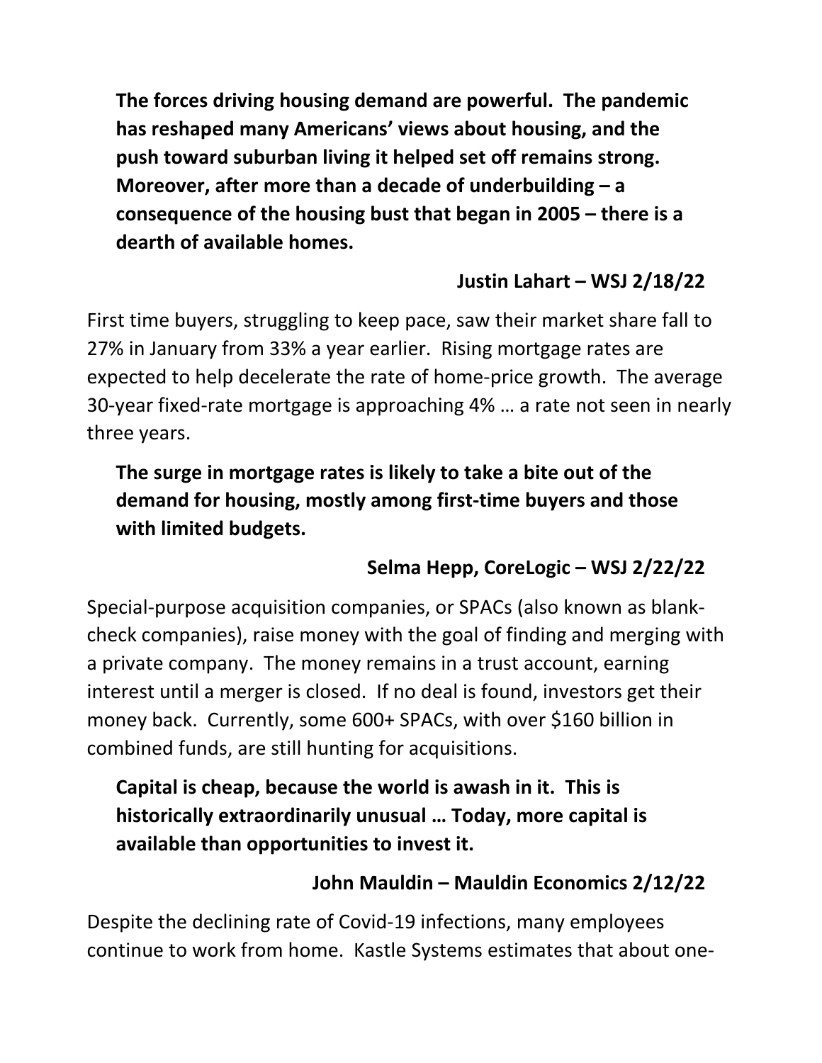**The forces driving housing demand are powerful. The pandemic has reshaped many Americans' views about housing, and the push toward suburban living it helped set off remains strong. Moreover, after more than a decade of underbuilding – a consequence of the housing bust that began in 2005 – there is a dearth of available homes.**

**Justin Lahart – WSJ 2/18/22**

First time buyers, struggling to keep pace, saw their market share fall to 27% in January from 33% a year earlier. Rising mortgage rates are expected to help decelerate the rate of home-price growth. The average 30-year fixed-rate mortgage is approaching 4% … a rate not seen in nearly three years.

**The surge in mortgage rates is likely to take a bite out of the demand for housing, mostly among first-time buyers and those with limited budgets.**

**Selma Hepp, CoreLogic – WSJ 2/22/22**

Special-purpose acquisition companies, or SPACs (also known as blank-check companies), raise money with the goal of finding and merging with a private company. The money remains in a trust account, earning interest until a merger is closed. If no deal is found, investors get their money back. Currently, some 600+ SPACs, with over $160 billion in combined funds, are still hunting for acquisitions.

**Capital is cheap, because the world is awash in it. This is historically extraordinarily unusual … Today, more capital is available than opportunities to invest it.**

**John Mauldin – Mauldin Economics 2/12/22**

Despite the declining rate of Covid-19 infections, many employees continue to work from home. Kastle Systems estimates that about one-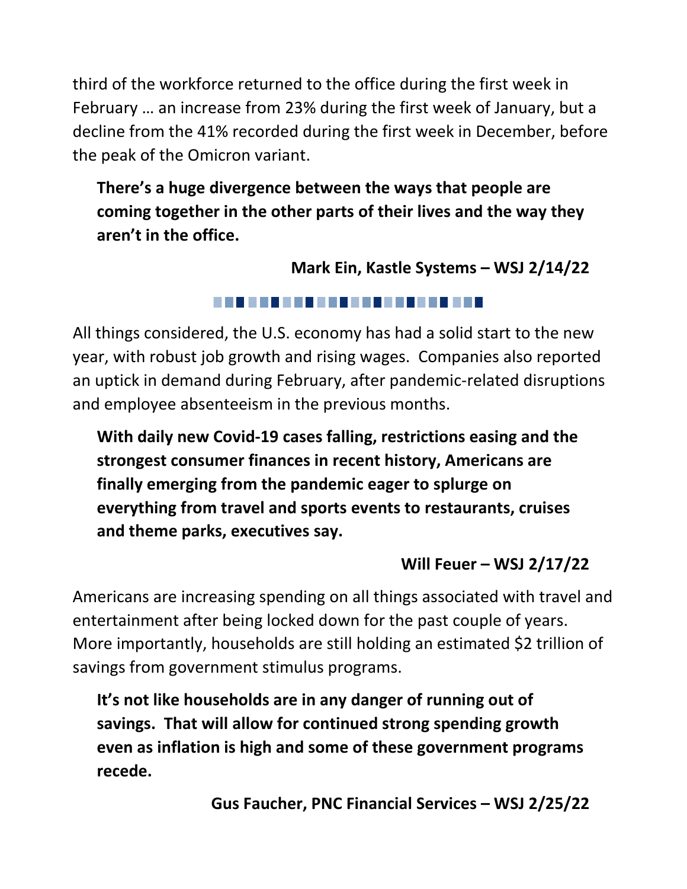third of the workforce returned to the office during the first week in February … an increase from 23% during the first week of January, but a decline from the 41% recorded during the first week in December, before the peak of the Omicron variant.

> **There's a huge divergence between the ways that people are coming together in the other parts of their lives and the way they aren't in the office.**
>
> **Mark Ein, Kastle Systems – WSJ 2/14/22**

---

All things considered, the U.S. economy has had a solid start to the new year, with robust job growth and rising wages. Companies also reported an uptick in demand during February, after pandemic-related disruptions and employee absenteeism in the previous months.

> **With daily new Covid-19 cases falling, restrictions easing and the strongest consumer finances in recent history, Americans are finally emerging from the pandemic eager to splurge on everything from travel and sports events to restaurants, cruises and theme parks, executives say.**
>
> **Will Feuer – WSJ 2/17/22**

Americans are increasing spending on all things associated with travel and entertainment after being locked down for the past couple of years. More importantly, households are still holding an estimated $2 trillion of savings from government stimulus programs.

> **It's not like households are in any danger of running out of savings. That will allow for continued strong spending growth even as inflation is high and some of these government programs recede.**
>
> **Gus Faucher, PNC Financial Services – WSJ 2/25/22**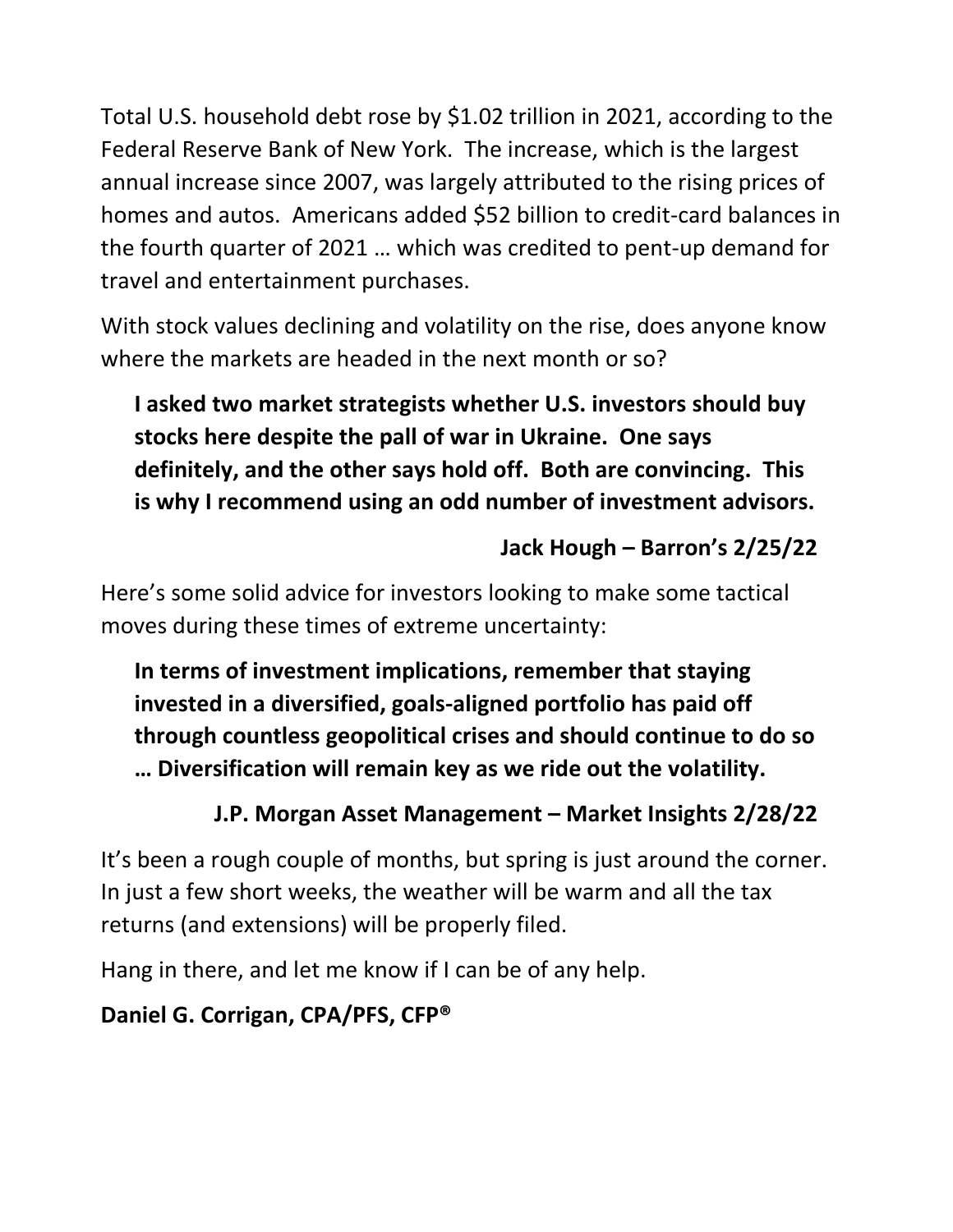Total U.S. household debt rose by $1.02 trillion in 2021, according to the Federal Reserve Bank of New York. The increase, which is the largest annual increase since 2007, was largely attributed to the rising prices of homes and autos. Americans added $52 billion to credit-card balances in the fourth quarter of 2021 … which was credited to pent-up demand for travel and entertainment purchases.

With stock values declining and volatility on the rise, does anyone know where the markets are headed in the next month or so?

> **I asked two market strategists whether U.S. investors should buy stocks here despite the pall of war in Ukraine. One says definitely, and the other says hold off. Both are convincing. This is why I recommend using an odd number of investment advisors.**
>
> **Jack Hough – Barron's 2/25/22**

Here's some solid advice for investors looking to make some tactical moves during these times of extreme uncertainty:

> **In terms of investment implications, remember that staying invested in a diversified, goals-aligned portfolio has paid off through countless geopolitical crises and should continue to do so … Diversification will remain key as we ride out the volatility.**
>
> **J.P. Morgan Asset Management – Market Insights 2/28/22**

It's been a rough couple of months, but spring is just around the corner. In just a few short weeks, the weather will be warm and all the tax returns (and extensions) will be properly filed.

Hang in there, and let me know if I can be of any help.

**Daniel G. Corrigan, CPA/PFS, CFP®**